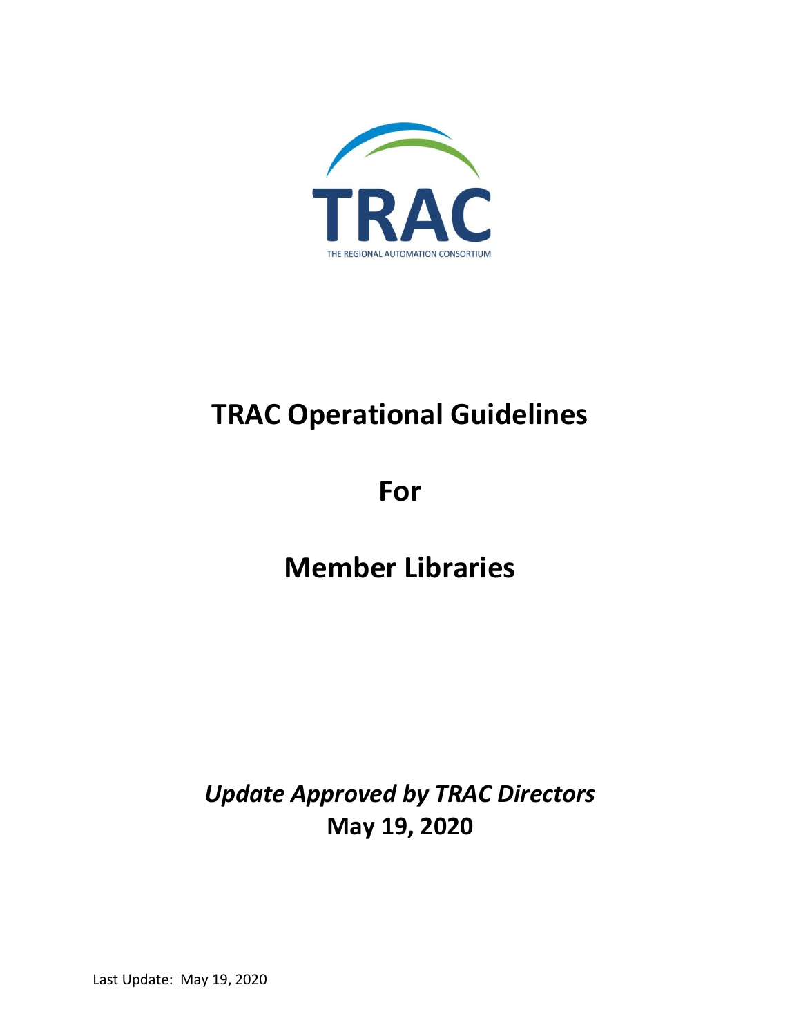TRAC

THE REGIONAL AUTOMATION CONSORTIUM

# TRAC Operational Guidelines

# For

# Member Libraries

***Update Approved by TRAC Directors***
**May 19, 2020**

Last Update: May 19, 2020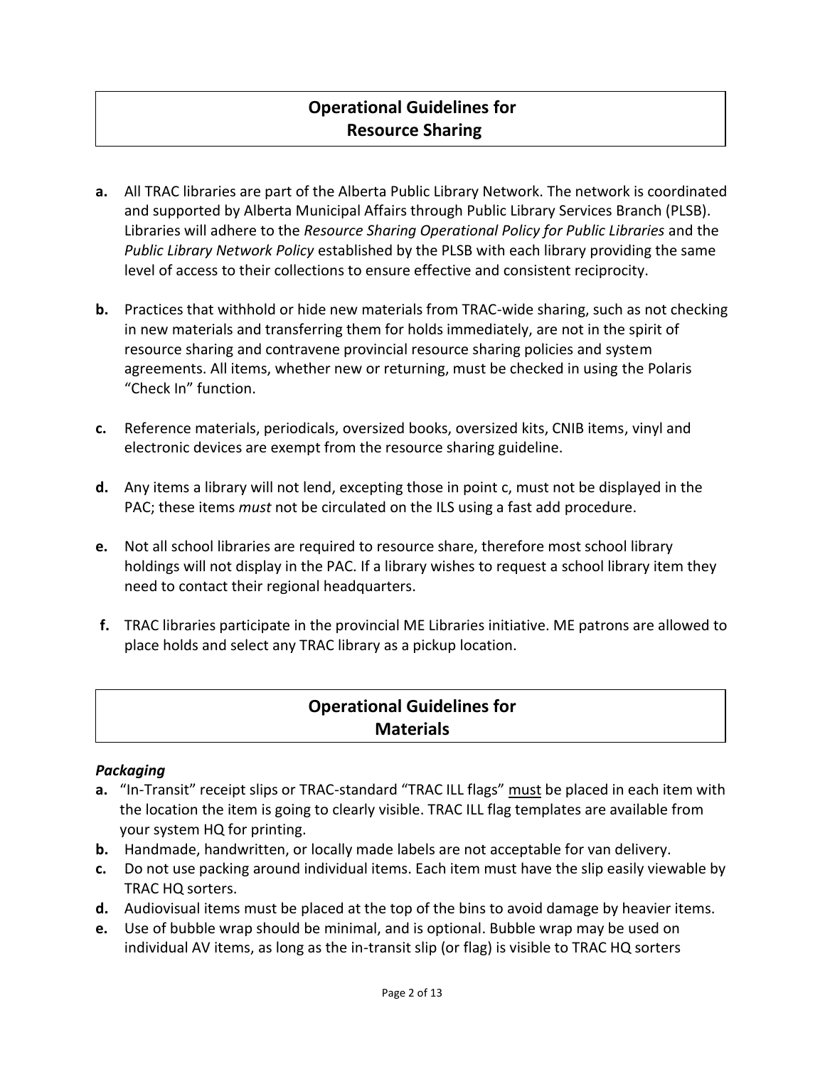## Operational Guidelines for Resource Sharing

**a.** All TRAC libraries are part of the Alberta Public Library Network. The network is coordinated and supported by Alberta Municipal Affairs through Public Library Services Branch (PLSB). Libraries will adhere to the *Resource Sharing Operational Policy for Public Libraries* and the *Public Library Network Policy* established by the PLSB with each library providing the same level of access to their collections to ensure effective and consistent reciprocity.

**b.** Practices that withhold or hide new materials from TRAC-wide sharing, such as not checking in new materials and transferring them for holds immediately, are not in the spirit of resource sharing and contravene provincial resource sharing policies and system agreements. All items, whether new or returning, must be checked in using the Polaris "Check In" function.

**c.** Reference materials, periodicals, oversized books, oversized kits, CNIB items, vinyl and electronic devices are exempt from the resource sharing guideline.

**d.** Any items a library will not lend, excepting those in point c, must not be displayed in the PAC; these items *must* not be circulated on the ILS using a fast add procedure.

**e.** Not all school libraries are required to resource share, therefore most school library holdings will not display in the PAC. If a library wishes to request a school library item they need to contact their regional headquarters.

**f.** TRAC libraries participate in the provincial ME Libraries initiative. ME patrons are allowed to place holds and select any TRAC library as a pickup location.

## Operational Guidelines for Materials

***Packaging***

**a.** "In-Transit" receipt slips or TRAC-standard "TRAC ILL flags" must be placed in each item with the location the item is going to clearly visible. TRAC ILL flag templates are available from your system HQ for printing.

**b.** Handmade, handwritten, or locally made labels are not acceptable for van delivery.

**c.** Do not use packing around individual items. Each item must have the slip easily viewable by TRAC HQ sorters.

**d.** Audiovisual items must be placed at the top of the bins to avoid damage by heavier items.

**e.** Use of bubble wrap should be minimal, and is optional. Bubble wrap may be used on individual AV items, as long as the in-transit slip (or flag) is visible to TRAC HQ sorters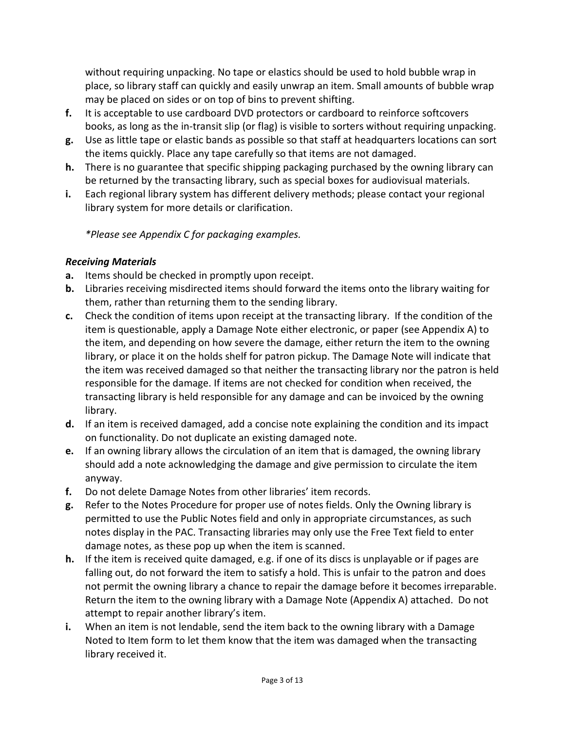without requiring unpacking. No tape or elastics should be used to hold bubble wrap in place, so library staff can quickly and easily unwrap an item. Small amounts of bubble wrap may be placed on sides or on top of bins to prevent shifting.

**f.** It is acceptable to use cardboard DVD protectors or cardboard to reinforce softcovers books, as long as the in-transit slip (or flag) is visible to sorters without requiring unpacking.

**g.** Use as little tape or elastic bands as possible so that staff at headquarters locations can sort the items quickly. Place any tape carefully so that items are not damaged.

**h.** There is no guarantee that specific shipping packaging purchased by the owning library can be returned by the transacting library, such as special boxes for audiovisual materials.

**i.** Each regional library system has different delivery methods; please contact your regional library system for more details or clarification.

*\*Please see Appendix C for packaging examples.*

***Receiving Materials***

**a.** Items should be checked in promptly upon receipt.

**b.** Libraries receiving misdirected items should forward the items onto the library waiting for them, rather than returning them to the sending library.

**c.** Check the condition of items upon receipt at the transacting library. If the condition of the item is questionable, apply a Damage Note either electronic, or paper (see Appendix A) to the item, and depending on how severe the damage, either return the item to the owning library, or place it on the holds shelf for patron pickup. The Damage Note will indicate that the item was received damaged so that neither the transacting library nor the patron is held responsible for the damage. If items are not checked for condition when received, the transacting library is held responsible for any damage and can be invoiced by the owning library.

**d.** If an item is received damaged, add a concise note explaining the condition and its impact on functionality. Do not duplicate an existing damaged note.

**e.** If an owning library allows the circulation of an item that is damaged, the owning library should add a note acknowledging the damage and give permission to circulate the item anyway.

**f.** Do not delete Damage Notes from other libraries' item records.

**g.** Refer to the Notes Procedure for proper use of notes fields. Only the Owning library is permitted to use the Public Notes field and only in appropriate circumstances, as such notes display in the PAC. Transacting libraries may only use the Free Text field to enter damage notes, as these pop up when the item is scanned.

**h.** If the item is received quite damaged, e.g. if one of its discs is unplayable or if pages are falling out, do not forward the item to satisfy a hold. This is unfair to the patron and does not permit the owning library a chance to repair the damage before it becomes irreparable. Return the item to the owning library with a Damage Note (Appendix A) attached. Do not attempt to repair another library's item.

**i.** When an item is not lendable, send the item back to the owning library with a Damage Noted to Item form to let them know that the item was damaged when the transacting library received it.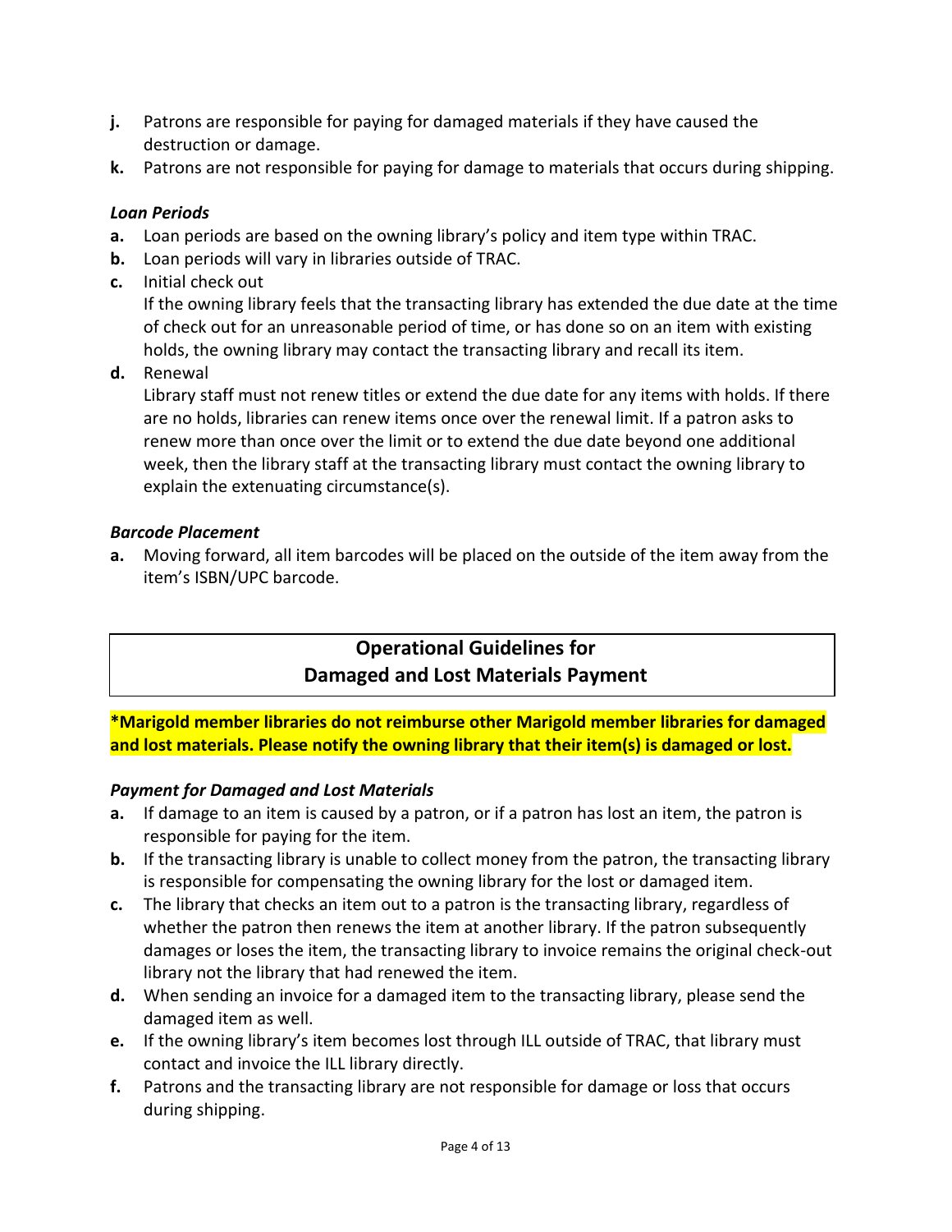j. Patrons are responsible for paying for damaged materials if they have caused the destruction or damage.
k. Patrons are not responsible for paying for damage to materials that occurs during shipping.

***Loan Periods***

a. Loan periods are based on the owning library's policy and item type within TRAC.
b. Loan periods will vary in libraries outside of TRAC.
c. Initial check out
   If the owning library feels that the transacting library has extended the due date at the time of check out for an unreasonable period of time, or has done so on an item with existing holds, the owning library may contact the transacting library and recall its item.
d. Renewal
   Library staff must not renew titles or extend the due date for any items with holds. If there are no holds, libraries can renew items once over the renewal limit. If a patron asks to renew more than once over the limit or to extend the due date beyond one additional week, then the library staff at the transacting library must contact the owning library to explain the extenuating circumstance(s).

***Barcode Placement***

a. Moving forward, all item barcodes will be placed on the outside of the item away from the item's ISBN/UPC barcode.

## Operational Guidelines for Damaged and Lost Materials Payment

**\*Marigold member libraries do not reimburse other Marigold member libraries for damaged and lost materials. Please notify the owning library that their item(s) is damaged or lost.**

***Payment for Damaged and Lost Materials***

a. If damage to an item is caused by a patron, or if a patron has lost an item, the patron is responsible for paying for the item.
b. If the transacting library is unable to collect money from the patron, the transacting library is responsible for compensating the owning library for the lost or damaged item.
c. The library that checks an item out to a patron is the transacting library, regardless of whether the patron then renews the item at another library. If the patron subsequently damages or loses the item, the transacting library to invoice remains the original check-out library not the library that had renewed the item.
d. When sending an invoice for a damaged item to the transacting library, please send the damaged item as well.
e. If the owning library's item becomes lost through ILL outside of TRAC, that library must contact and invoice the ILL library directly.
f. Patrons and the transacting library are not responsible for damage or loss that occurs during shipping.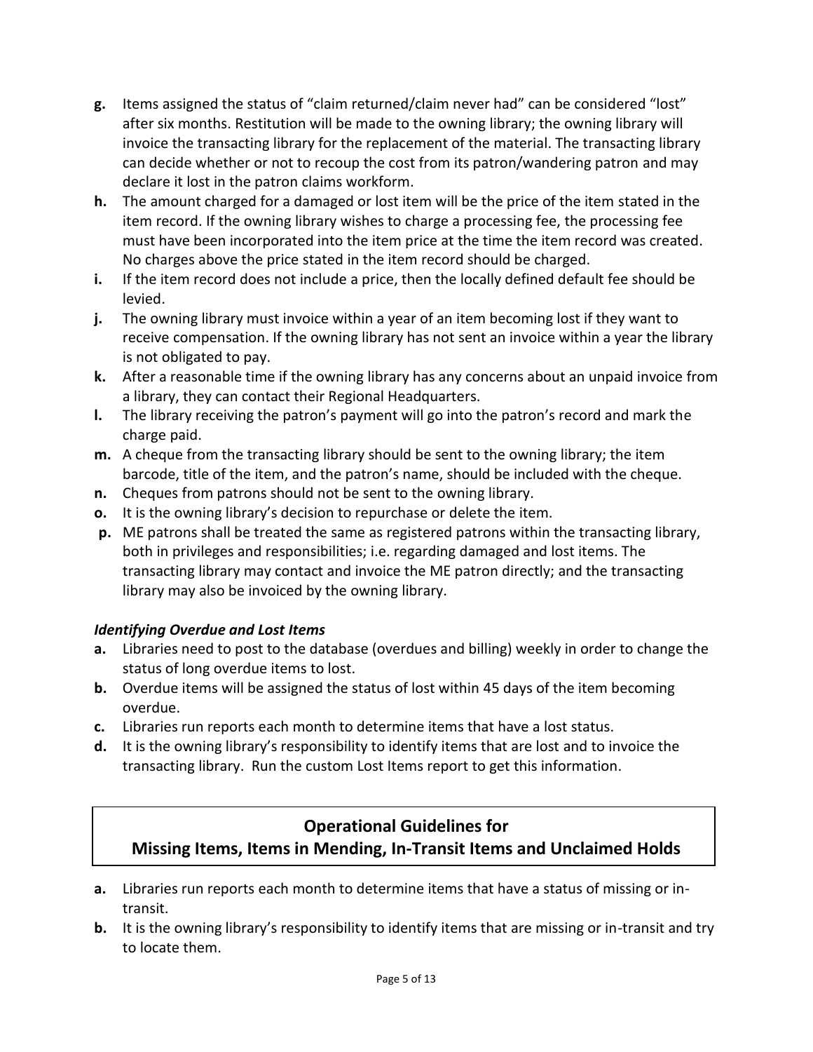- **g.** Items assigned the status of "claim returned/claim never had" can be considered "lost" after six months. Restitution will be made to the owning library; the owning library will invoice the transacting library for the replacement of the material. The transacting library can decide whether or not to recoup the cost from its patron/wandering patron and may declare it lost in the patron claims workform.
- **h.** The amount charged for a damaged or lost item will be the price of the item stated in the item record. If the owning library wishes to charge a processing fee, the processing fee must have been incorporated into the item price at the time the item record was created. No charges above the price stated in the item record should be charged.
- **i.** If the item record does not include a price, then the locally defined default fee should be levied.
- **j.** The owning library must invoice within a year of an item becoming lost if they want to receive compensation. If the owning library has not sent an invoice within a year the library is not obligated to pay.
- **k.** After a reasonable time if the owning library has any concerns about an unpaid invoice from a library, they can contact their Regional Headquarters.
- **l.** The library receiving the patron's payment will go into the patron's record and mark the charge paid.
- **m.** A cheque from the transacting library should be sent to the owning library; the item barcode, title of the item, and the patron's name, should be included with the cheque.
- **n.** Cheques from patrons should not be sent to the owning library.
- **o.** It is the owning library's decision to repurchase or delete the item.
- **p.** ME patrons shall be treated the same as registered patrons within the transacting library, both in privileges and responsibilities; i.e. regarding damaged and lost items. The transacting library may contact and invoice the ME patron directly; and the transacting library may also be invoiced by the owning library.

***Identifying Overdue and Lost Items***

- **a.** Libraries need to post to the database (overdues and billing) weekly in order to change the status of long overdue items to lost.
- **b.** Overdue items will be assigned the status of lost within 45 days of the item becoming overdue.
- **c.** Libraries run reports each month to determine items that have a lost status.
- **d.** It is the owning library's responsibility to identify items that are lost and to invoice the transacting library. Run the custom Lost Items report to get this information.

## Operational Guidelines for Missing Items, Items in Mending, In-Transit Items and Unclaimed Holds

- **a.** Libraries run reports each month to determine items that have a status of missing or in-transit.
- **b.** It is the owning library's responsibility to identify items that are missing or in-transit and try to locate them.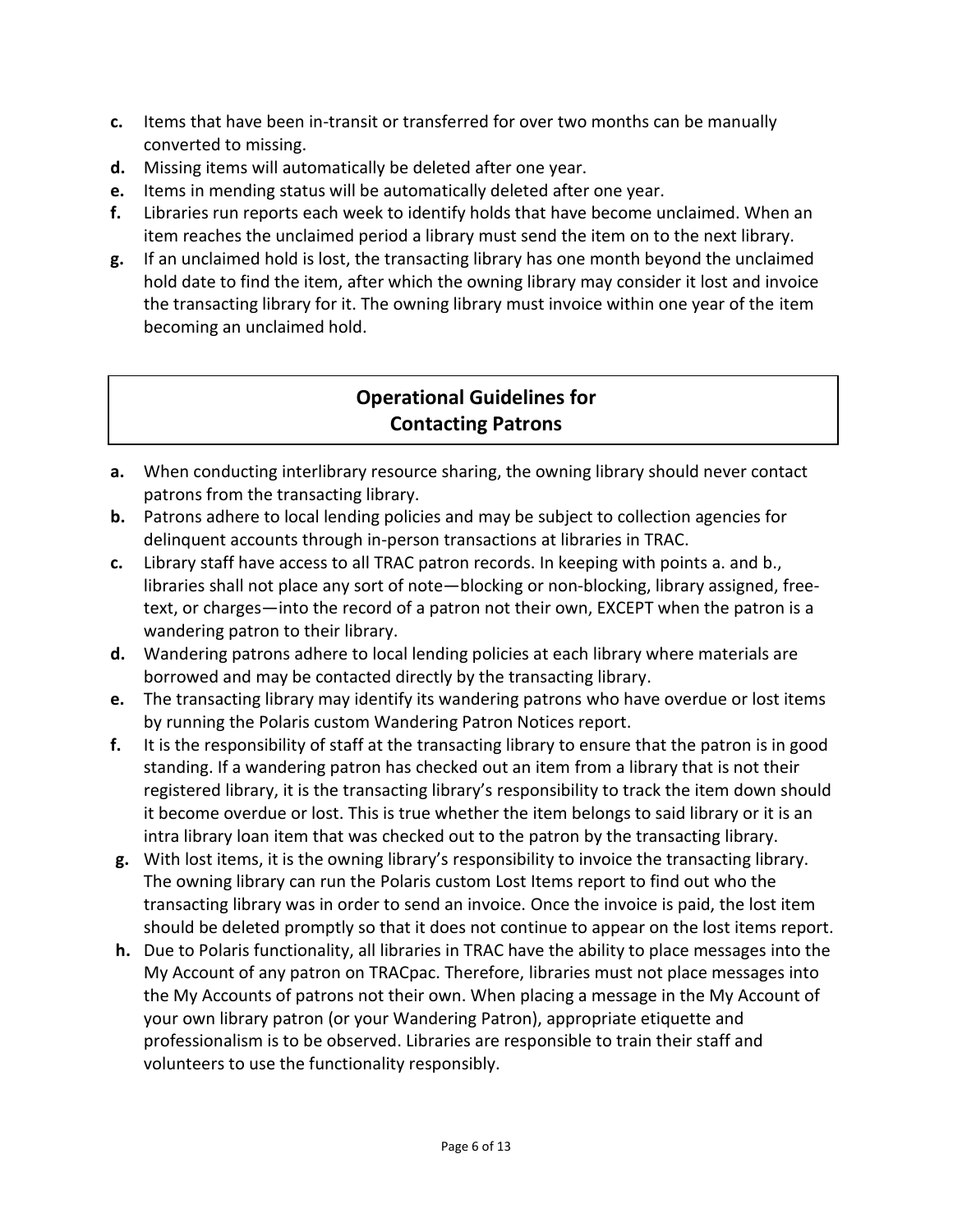**c.** Items that have been in-transit or transferred for over two months can be manually converted to missing.

**d.** Missing items will automatically be deleted after one year.

**e.** Items in mending status will be automatically deleted after one year.

**f.** Libraries run reports each week to identify holds that have become unclaimed. When an item reaches the unclaimed period a library must send the item on to the next library.

**g.** If an unclaimed hold is lost, the transacting library has one month beyond the unclaimed hold date to find the item, after which the owning library may consider it lost and invoice the transacting library for it. The owning library must invoice within one year of the item becoming an unclaimed hold.

## Operational Guidelines for Contacting Patrons

**a.** When conducting interlibrary resource sharing, the owning library should never contact patrons from the transacting library.

**b.** Patrons adhere to local lending policies and may be subject to collection agencies for delinquent accounts through in-person transactions at libraries in TRAC.

**c.** Library staff have access to all TRAC patron records. In keeping with points a. and b., libraries shall not place any sort of note—blocking or non-blocking, library assigned, free-text, or charges—into the record of a patron not their own, EXCEPT when the patron is a wandering patron to their library.

**d.** Wandering patrons adhere to local lending policies at each library where materials are borrowed and may be contacted directly by the transacting library.

**e.** The transacting library may identify its wandering patrons who have overdue or lost items by running the Polaris custom Wandering Patron Notices report.

**f.** It is the responsibility of staff at the transacting library to ensure that the patron is in good standing. If a wandering patron has checked out an item from a library that is not their registered library, it is the transacting library's responsibility to track the item down should it become overdue or lost. This is true whether the item belongs to said library or it is an intra library loan item that was checked out to the patron by the transacting library.

**g.** With lost items, it is the owning library's responsibility to invoice the transacting library. The owning library can run the Polaris custom Lost Items report to find out who the transacting library was in order to send an invoice. Once the invoice is paid, the lost item should be deleted promptly so that it does not continue to appear on the lost items report.

**h.** Due to Polaris functionality, all libraries in TRAC have the ability to place messages into the My Account of any patron on TRACpac. Therefore, libraries must not place messages into the My Accounts of patrons not their own. When placing a message in the My Account of your own library patron (or your Wandering Patron), appropriate etiquette and professionalism is to be observed. Libraries are responsible to train their staff and volunteers to use the functionality responsibly.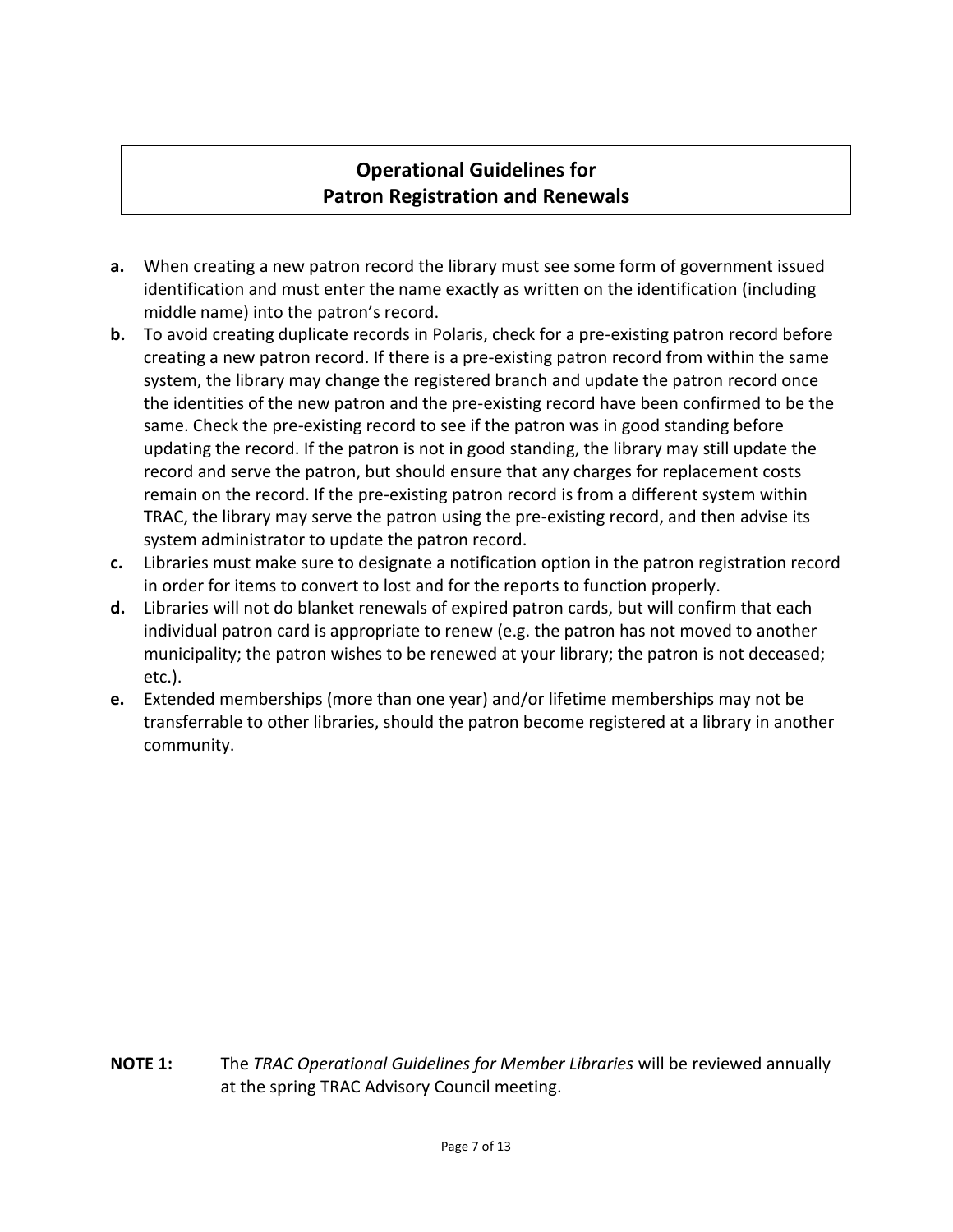# Operational Guidelines for Patron Registration and Renewals

**a.** When creating a new patron record the library must see some form of government issued identification and must enter the name exactly as written on the identification (including middle name) into the patron's record.

**b.** To avoid creating duplicate records in Polaris, check for a pre-existing patron record before creating a new patron record. If there is a pre-existing patron record from within the same system, the library may change the registered branch and update the patron record once the identities of the new patron and the pre-existing record have been confirmed to be the same. Check the pre-existing record to see if the patron was in good standing before updating the record. If the patron is not in good standing, the library may still update the record and serve the patron, but should ensure that any charges for replacement costs remain on the record. If the pre-existing patron record is from a different system within TRAC, the library may serve the patron using the pre-existing record, and then advise its system administrator to update the patron record.

**c.** Libraries must make sure to designate a notification option in the patron registration record in order for items to convert to lost and for the reports to function properly.

**d.** Libraries will not do blanket renewals of expired patron cards, but will confirm that each individual patron card is appropriate to renew (e.g. the patron has not moved to another municipality; the patron wishes to be renewed at your library; the patron is not deceased; etc.).

**e.** Extended memberships (more than one year) and/or lifetime memberships may not be transferrable to other libraries, should the patron become registered at a library in another community.

**NOTE 1:** The *TRAC Operational Guidelines for Member Libraries* will be reviewed annually at the spring TRAC Advisory Council meeting.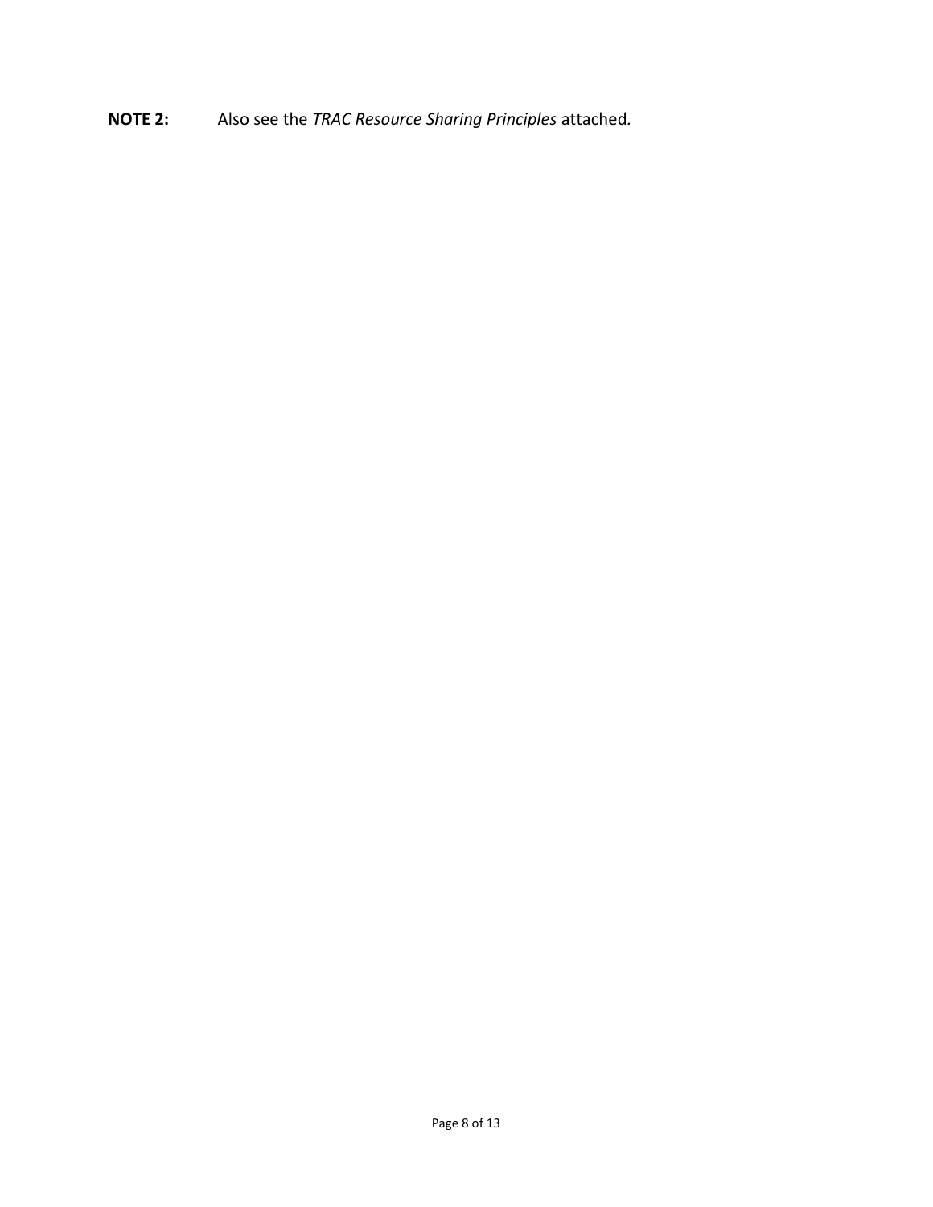**NOTE 2:** Also see the *TRAC Resource Sharing Principles* attached.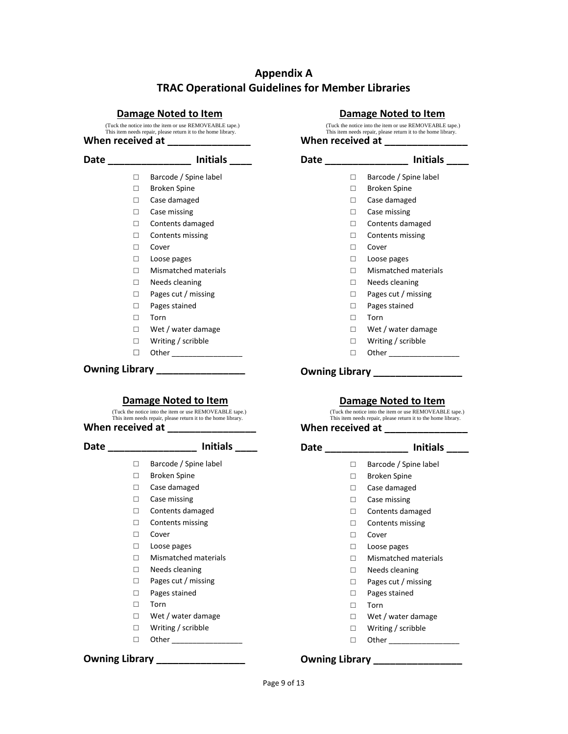# Appendix A
# TRAC Operational Guidelines for Member Libraries

## Damage Noted to Item

(Tuck the notice into the item or use REMOVEABLE tape.)
This item needs repair, please return it to the home library.

**When received at _______________**

**Date _______________ Initials ____**

- ☐ Barcode / Spine label
- ☐ Broken Spine
- ☐ Case damaged
- ☐ Case missing
- ☐ Contents damaged
- ☐ Contents missing
- ☐ Cover
- ☐ Loose pages
- ☐ Mismatched materials
- ☐ Needs cleaning
- ☐ Pages cut / missing
- ☐ Pages stained
- ☐ Torn
- ☐ Wet / water damage
- ☐ Writing / scribble
- ☐ Other ________________

**Owning Library ________________**

## Damage Noted to Item

(Tuck the notice into the item or use REMOVEABLE tape.)
This item needs repair, please return it to the home library.

**When received at _______________**

**Date _______________ Initials ____**

- ☐ Barcode / Spine label
- ☐ Broken Spine
- ☐ Case damaged
- ☐ Case missing
- ☐ Contents damaged
- ☐ Contents missing
- ☐ Cover
- ☐ Loose pages
- ☐ Mismatched materials
- ☐ Needs cleaning
- ☐ Pages cut / missing
- ☐ Pages stained
- ☐ Torn
- ☐ Wet / water damage
- ☐ Writing / scribble
- ☐ Other ________________

**Owning Library ________________**

## Damage Noted to Item

(Tuck the notice into the item or use REMOVEABLE tape.)
This item needs repair, please return it to the home library.

**When received at ________________**

**Date ________________ Initials ____**

- ☐ Barcode / Spine label
- ☐ Broken Spine
- ☐ Case damaged
- ☐ Case missing
- ☐ Contents damaged
- ☐ Contents missing
- ☐ Cover
- ☐ Loose pages
- ☐ Mismatched materials
- ☐ Needs cleaning
- ☐ Pages cut / missing
- ☐ Pages stained
- ☐ Torn
- ☐ Wet / water damage
- ☐ Writing / scribble
- ☐ Other ________________

**Owning Library ________________**

## Damage Noted to Item

(Tuck the notice into the item or use REMOVEABLE tape.)
This item needs repair, please return it to the home library.

**When received at _______________**

**Date _______________ Initials ____**

- ☐ Barcode / Spine label
- ☐ Broken Spine
- ☐ Case damaged
- ☐ Case missing
- ☐ Contents damaged
- ☐ Contents missing
- ☐ Cover
- ☐ Loose pages
- ☐ Mismatched materials
- ☐ Needs cleaning
- ☐ Pages cut / missing
- ☐ Pages stained
- ☐ Torn
- ☐ Wet / water damage
- ☐ Writing / scribble
- ☐ Other ________________

**Owning Library ________________**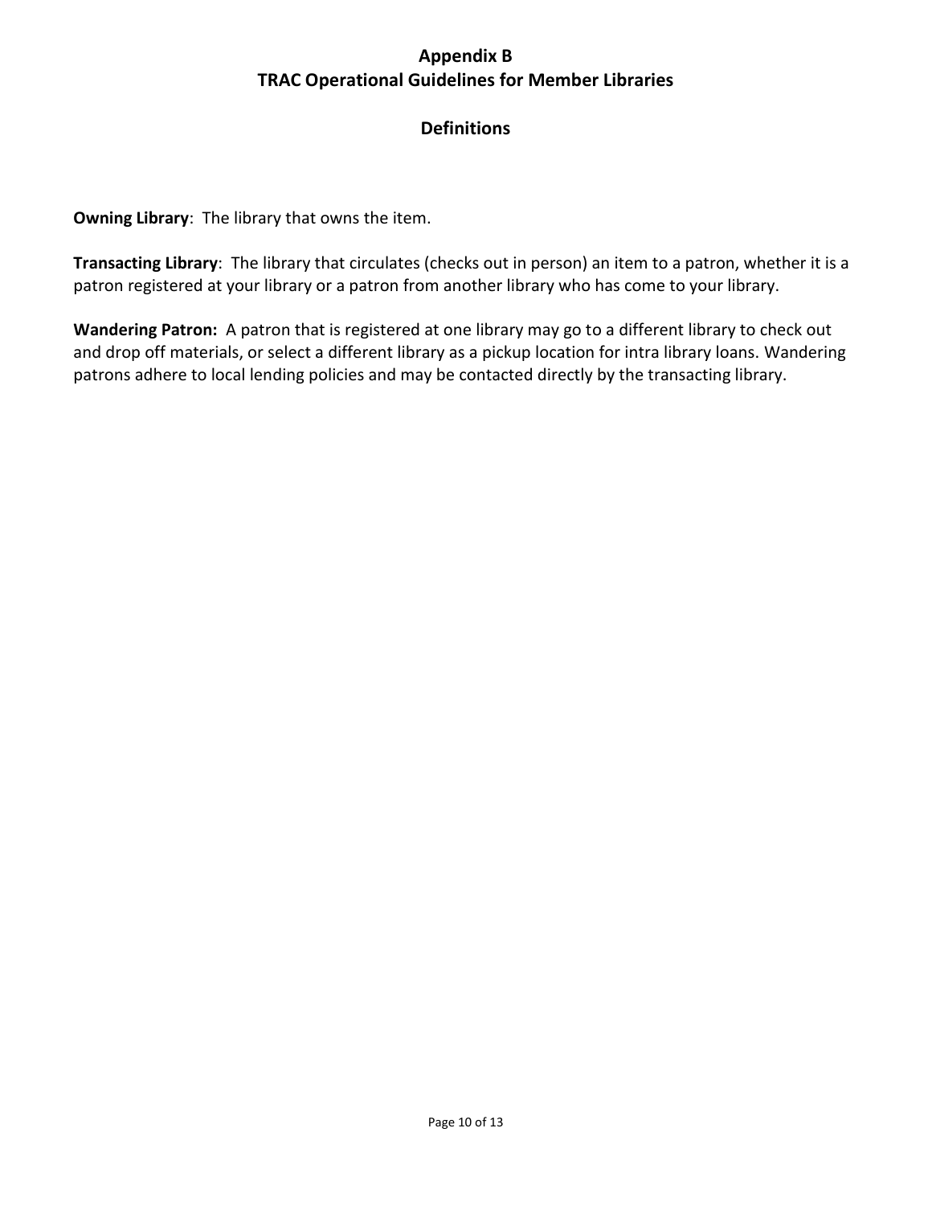# Appendix B
# TRAC Operational Guidelines for Member Libraries

## Definitions

**Owning Library**: The library that owns the item.

**Transacting Library**: The library that circulates (checks out in person) an item to a patron, whether it is a patron registered at your library or a patron from another library who has come to your library.

**Wandering Patron:** A patron that is registered at one library may go to a different library to check out and drop off materials, or select a different library as a pickup location for intra library loans. Wandering patrons adhere to local lending policies and may be contacted directly by the transacting library.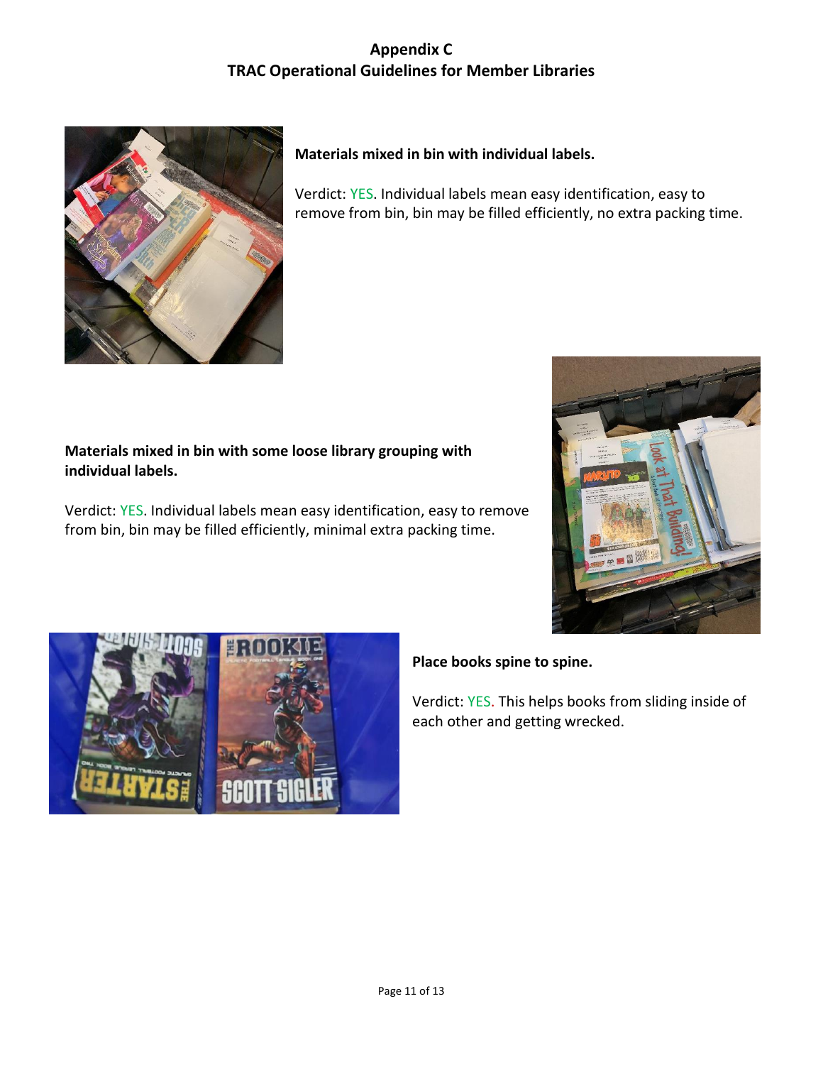## Appendix C
## TRAC Operational Guidelines for Member Libraries

**Materials mixed in bin with individual labels.**

Verdict: YES. Individual labels mean easy identification, easy to remove from bin, bin may be filled efficiently, no extra packing time.

**Materials mixed in bin with some loose library grouping with individual labels.**

Verdict: YES. Individual labels mean easy identification, easy to remove from bin, bin may be filled efficiently, minimal extra packing time.

**Place books spine to spine.**

Verdict: YES. This helps books from sliding inside of each other and getting wrecked.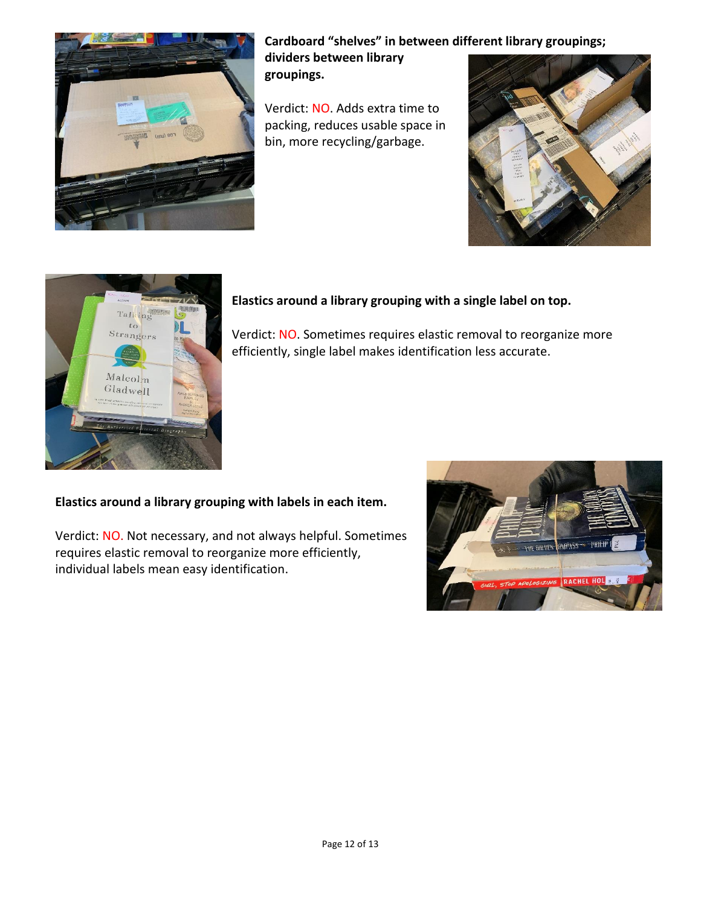**Cardboard "shelves" in between different library groupings; dividers between library groupings.**

Verdict: NO. Adds extra time to packing, reduces usable space in bin, more recycling/garbage.

**Elastics around a library grouping with a single label on top.**

Verdict: NO. Sometimes requires elastic removal to reorganize more efficiently, single label makes identification less accurate.

**Elastics around a library grouping with labels in each item.**

Verdict: NO. Not necessary, and not always helpful. Sometimes requires elastic removal to reorganize more efficiently, individual labels mean easy identification.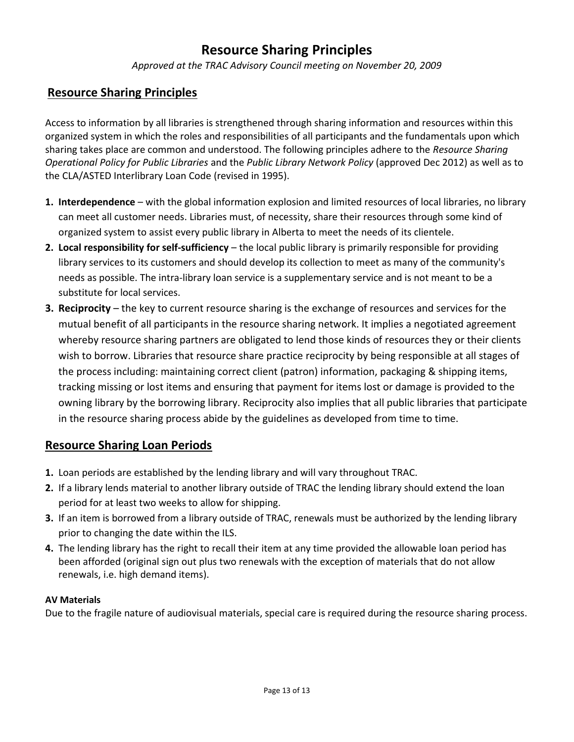# Resource Sharing Principles

*Approved at the TRAC Advisory Council meeting on November 20, 2009*

## Resource Sharing Principles

Access to information by all libraries is strengthened through sharing information and resources within this organized system in which the roles and responsibilities of all participants and the fundamentals upon which sharing takes place are common and understood. The following principles adhere to the *Resource Sharing Operational Policy for Public Libraries* and the *Public Library Network Policy* (approved Dec 2012) as well as to the CLA/ASTED Interlibrary Loan Code (revised in 1995).

1. **Interdependence** – with the global information explosion and limited resources of local libraries, no library can meet all customer needs. Libraries must, of necessity, share their resources through some kind of organized system to assist every public library in Alberta to meet the needs of its clientele.
2. **Local responsibility for self-sufficiency** – the local public library is primarily responsible for providing library services to its customers and should develop its collection to meet as many of the community's needs as possible. The intra-library loan service is a supplementary service and is not meant to be a substitute for local services.
3. **Reciprocity** – the key to current resource sharing is the exchange of resources and services for the mutual benefit of all participants in the resource sharing network. It implies a negotiated agreement whereby resource sharing partners are obligated to lend those kinds of resources they or their clients wish to borrow. Libraries that resource share practice reciprocity by being responsible at all stages of the process including: maintaining correct client (patron) information, packaging & shipping items, tracking missing or lost items and ensuring that payment for items lost or damage is provided to the owning library by the borrowing library. Reciprocity also implies that all public libraries that participate in the resource sharing process abide by the guidelines as developed from time to time.

## Resource Sharing Loan Periods

1. Loan periods are established by the lending library and will vary throughout TRAC.
2. If a library lends material to another library outside of TRAC the lending library should extend the loan period for at least two weeks to allow for shipping.
3. If an item is borrowed from a library outside of TRAC, renewals must be authorized by the lending library prior to changing the date within the ILS.
4. The lending library has the right to recall their item at any time provided the allowable loan period has been afforded (original sign out plus two renewals with the exception of materials that do not allow renewals, i.e. high demand items).

#### AV Materials

Due to the fragile nature of audiovisual materials, special care is required during the resource sharing process.